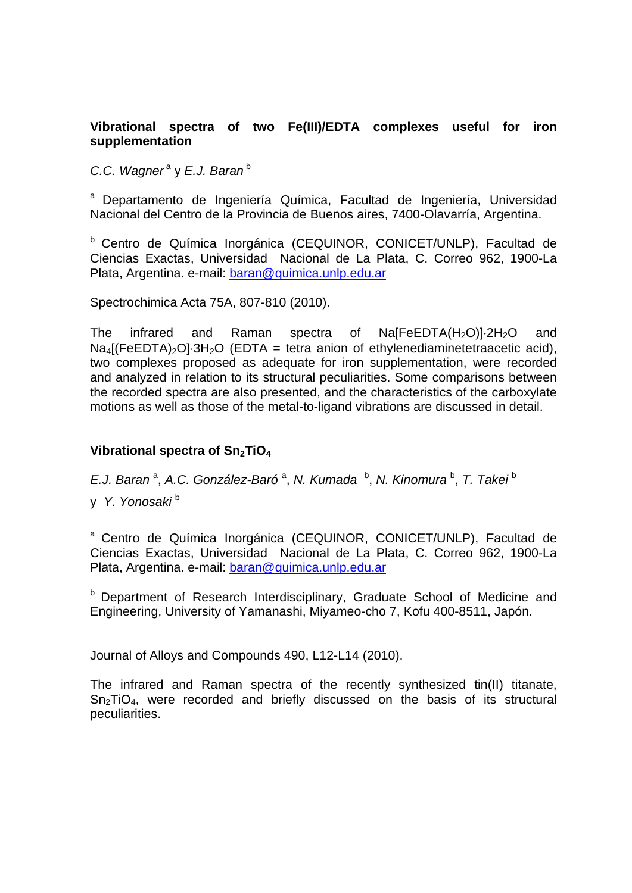## Vibrational spectra of two Fe(III)/EDTA complexes useful for iron supplementation

*C.C. Wagner* [a] y *E.J. Baran* [b]

[a] Departamento de Ingeniería Química, Facultad de Ingeniería, Universidad Nacional del Centro de la Provincia de Buenos aires, 7400-Olavarría, Argentina.

[b] Centro de Química Inorgánica (CEQUINOR, CONICET/UNLP), Facultad de Ciencias Exactas, Universidad Nacional de La Plata, C. Correo 962, 1900-La Plata, Argentina. e-mail: baran@quimica.unlp.edu.ar

Spectrochimica Acta 75A, 807-810 (2010).

The infrared and Raman spectra of $Na[FeEDTA(H_2O)]\cdot 2H_2O$ and $Na_4[(FeEDTA)_2O]\cdot 3H_2O$ (EDTA = tetra anion of ethylenediaminetetraacetic acid), two complexes proposed as adequate for iron supplementation, were recorded and analyzed in relation to its structural peculiarities. Some comparisons between the recorded spectra are also presented, and the characteristics of the carboxylate motions as well as those of the metal-to-ligand vibrations are discussed in detail.

## Vibrational spectra of $Sn_2TiO_4$

*E.J. Baran* [a], *A.C. González-Baró* [a], *N. Kumada* [b], *N. Kinomura* [b], *T. Takei* [b] y *Y. Yonosaki* [b]

[a] Centro de Química Inorgánica (CEQUINOR, CONICET/UNLP), Facultad de Ciencias Exactas, Universidad Nacional de La Plata, C. Correo 962, 1900-La Plata, Argentina. e-mail: baran@quimica.unlp.edu.ar

[b] Department of Research Interdisciplinary, Graduate School of Medicine and Engineering, University of Yamanashi, Miyameo-cho 7, Kofu 400-8511, Japón.

Journal of Alloys and Compounds 490, L12-L14 (2010).

The infrared and Raman spectra of the recently synthesized tin(II) titanate, $Sn_2TiO_4$, were recorded and briefly discussed on the basis of its structural peculiarities.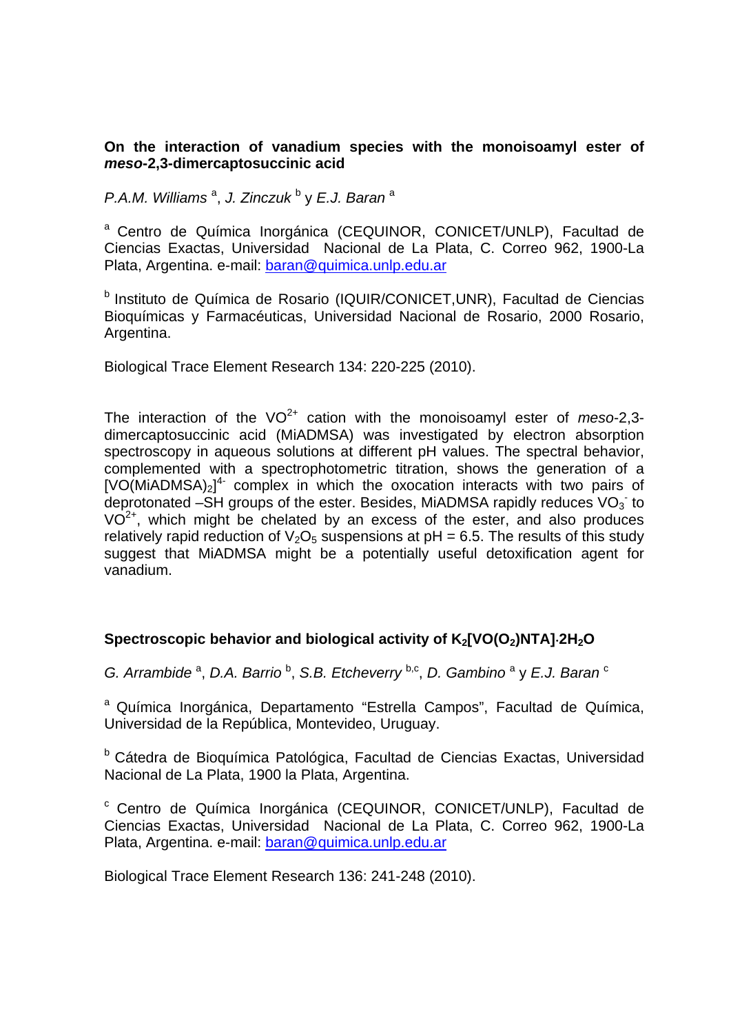**On the interaction of vanadium species with the monoisoamyl ester of *meso*-2,3-dimercaptosuccinic acid**

*P.A.M. Williams* [a], *J. Zinczuk* [b] y *E.J. Baran* [a]

[a] Centro de Química Inorgánica (CEQUINOR, CONICET/UNLP), Facultad de Ciencias Exactas, Universidad Nacional de La Plata, C. Correo 962, 1900-La Plata, Argentina. e-mail: baran@quimica.unlp.edu.ar

[b] Instituto de Química de Rosario (IQUIR/CONICET,UNR), Facultad de Ciencias Bioquímicas y Farmacéuticas, Universidad Nacional de Rosario, 2000 Rosario, Argentina.

Biological Trace Element Research 134: 220-225 (2010).

The interaction of the $VO^{2+}$ cation with the monoisoamyl ester of *meso*-2,3-dimercaptosuccinic acid (MiADMSA) was investigated by electron absorption spectroscopy in aqueous solutions at different pH values. The spectral behavior, complemented with a spectrophotometric titration, shows the generation of a $[VO(MiADMSA)_2]^{4-}$ complex in which the oxocation interacts with two pairs of deprotonated –SH groups of the ester. Besides, MiADMSA rapidly reduces $VO_3^-$ to $VO^{2+}$, which might be chelated by an excess of the ester, and also produces relatively rapid reduction of $V_2O_5$ suspensions at pH = 6.5. The results of this study suggest that MiADMSA might be a potentially useful detoxification agent for vanadium.

**Spectroscopic behavior and biological activity of $K_2[VO(O_2)NTA]·2H_2O$**

*G. Arrambide* [a], *D.A. Barrio* [b], *S.B. Etcheverry* [b,c], *D. Gambino* [a] y *E.J. Baran* [c]

[a] Química Inorgánica, Departamento "Estrella Campos", Facultad de Química, Universidad de la República, Montevideo, Uruguay.

[b] Cátedra de Bioquímica Patológica, Facultad de Ciencias Exactas, Universidad Nacional de La Plata, 1900 la Plata, Argentina.

[c] Centro de Química Inorgánica (CEQUINOR, CONICET/UNLP), Facultad de Ciencias Exactas, Universidad Nacional de La Plata, C. Correo 962, 1900-La Plata, Argentina. e-mail: baran@quimica.unlp.edu.ar

Biological Trace Element Research 136: 241-248 (2010).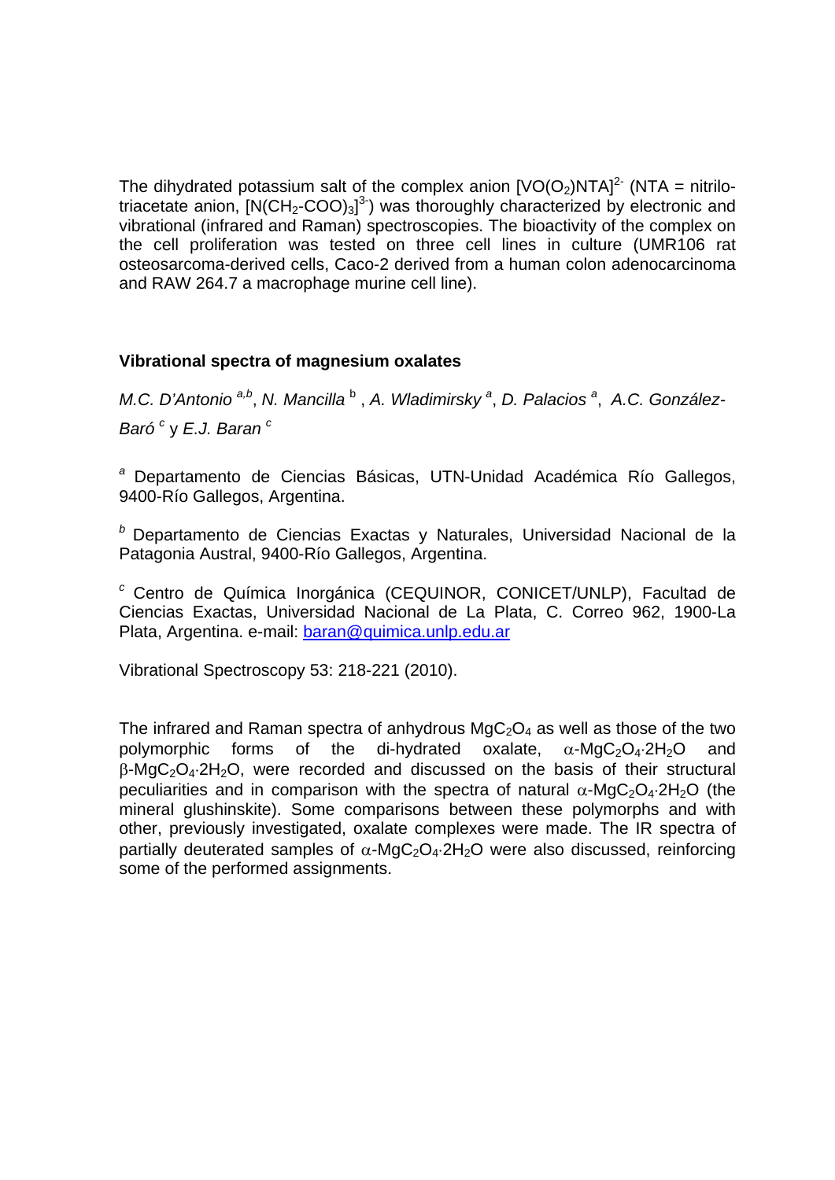The dihydrated potassium salt of the complex anion $[VO(O_2)NTA]^{2-}$ (NTA = nitrilo-triacetate anion, $[N(CH_2\text{-}COO)_3]^{3-}$) was thoroughly characterized by electronic and vibrational (infrared and Raman) spectroscopies. The bioactivity of the complex on the cell proliferation was tested on three cell lines in culture (UMR106 rat osteosarcoma-derived cells, Caco-2 derived from a human colon adenocarcinoma and RAW 264.7 a macrophage murine cell line).

### Vibrational spectra of magnesium oxalates

*M.C. D'Antonio* [a,b], *N. Mancilla* [b], *A. Wladimirsky* [a], *D. Palacios* [a], *A.C. González-Baró* [c] y *E.J. Baran* [c]

[a] Departamento de Ciencias Básicas, UTN-Unidad Académica Río Gallegos, 9400-Río Gallegos, Argentina.

[b] Departamento de Ciencias Exactas y Naturales, Universidad Nacional de la Patagonia Austral, 9400-Río Gallegos, Argentina.

[c] Centro de Química Inorgánica (CEQUINOR, CONICET/UNLP), Facultad de Ciencias Exactas, Universidad Nacional de La Plata, C. Correo 962, 1900-La Plata, Argentina. e-mail: baran@quimica.unlp.edu.ar

Vibrational Spectroscopy 53: 218-221 (2010).

The infrared and Raman spectra of anhydrous $MgC_2O_4$ as well as those of the two polymorphic forms of the di-hydrated oxalate, $\alpha$-$MgC_2O_4{\cdot}2H_2O$ and $\beta$-$MgC_2O_4{\cdot}2H_2O$, were recorded and discussed on the basis of their structural peculiarities and in comparison with the spectra of natural $\alpha$-$MgC_2O_4{\cdot}2H_2O$ (the mineral glushinskite). Some comparisons between these polymorphs and with other, previously investigated, oxalate complexes were made. The IR spectra of partially deuterated samples of $\alpha$-$MgC_2O_4{\cdot}2H_2O$ were also discussed, reinforcing some of the performed assignments.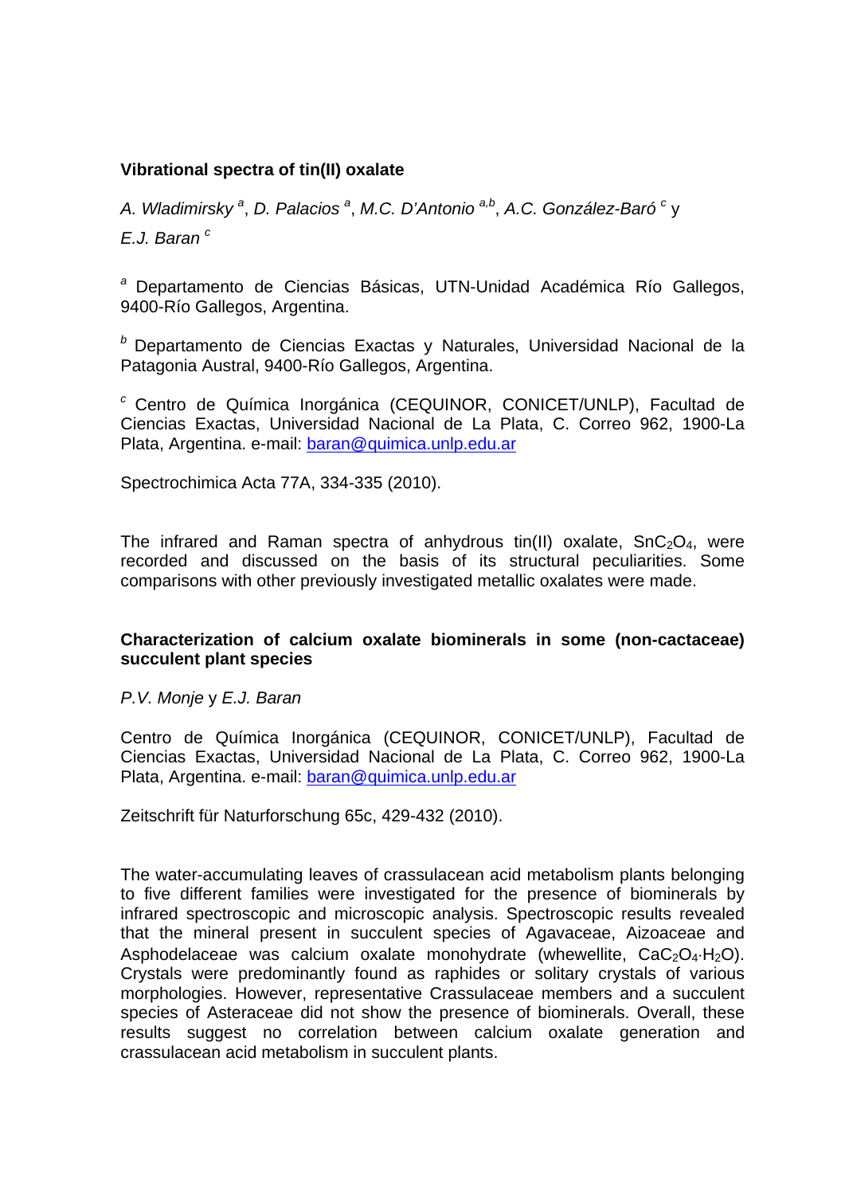**Vibrational spectra of tin(II) oxalate**

*A. Wladimirsky* [a], *D. Palacios* [a], *M.C. D'Antonio* [a,b], *A.C. González-Baró* [c] y *E.J. Baran* [c]

[a] Departamento de Ciencias Básicas, UTN-Unidad Académica Río Gallegos, 9400-Río Gallegos, Argentina.

[b] Departamento de Ciencias Exactas y Naturales, Universidad Nacional de la Patagonia Austral, 9400-Río Gallegos, Argentina.

[c] Centro de Química Inorgánica (CEQUINOR, CONICET/UNLP), Facultad de Ciencias Exactas, Universidad Nacional de La Plata, C. Correo 962, 1900-La Plata, Argentina. e-mail: baran@quimica.unlp.edu.ar

Spectrochimica Acta 77A, 334-335 (2010).

The infrared and Raman spectra of anhydrous tin(II) oxalate, $SnC_2O_4$, were recorded and discussed on the basis of its structural peculiarities. Some comparisons with other previously investigated metallic oxalates were made.

**Characterization of calcium oxalate biominerals in some (non-cactaceae) succulent plant species**

*P.V. Monje* y *E.J. Baran*

Centro de Química Inorgánica (CEQUINOR, CONICET/UNLP), Facultad de Ciencias Exactas, Universidad Nacional de La Plata, C. Correo 962, 1900-La Plata, Argentina. e-mail: baran@quimica.unlp.edu.ar

Zeitschrift für Naturforschung 65c, 429-432 (2010).

The water-accumulating leaves of crassulacean acid metabolism plants belonging to five different families were investigated for the presence of biominerals by infrared spectroscopic and microscopic analysis. Spectroscopic results revealed that the mineral present in succulent species of Agavaceae, Aizoaceae and Asphodelaceae was calcium oxalate monohydrate (whewellite, $CaC_2O_4{\cdot}H_2O$). Crystals were predominantly found as raphides or solitary crystals of various morphologies. However, representative Crassulaceae members and a succulent species of Asteraceae did not show the presence of biominerals. Overall, these results suggest no correlation between calcium oxalate generation and crassulacean acid metabolism in succulent plants.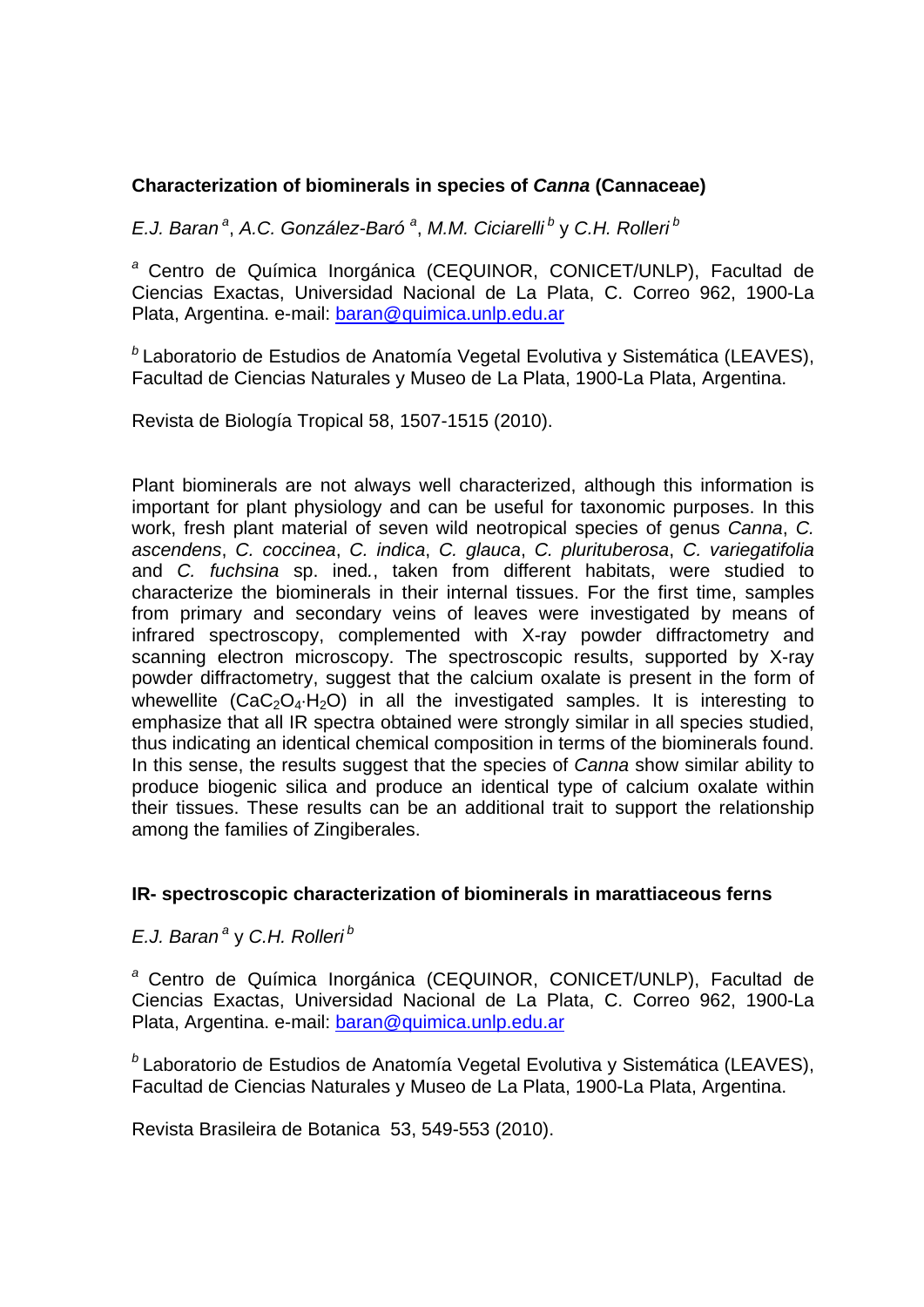### Characterization of biominerals in species of *Canna* (Cannaceae)

*E.J. Baran* [a], *A.C. González-Baró* [a], *M.M. Ciciarelli* [b] y *C.H. Rolleri* [b]

[a] Centro de Química Inorgánica (CEQUINOR, CONICET/UNLP), Facultad de Ciencias Exactas, Universidad Nacional de La Plata, C. Correo 962, 1900-La Plata, Argentina. e-mail: baran@quimica.unlp.edu.ar

[b] Laboratorio de Estudios de Anatomía Vegetal Evolutiva y Sistemática (LEAVES), Facultad de Ciencias Naturales y Museo de La Plata, 1900-La Plata, Argentina.

Revista de Biología Tropical 58, 1507-1515 (2010).

Plant biominerals are not always well characterized, although this information is important for plant physiology and can be useful for taxonomic purposes. In this work, fresh plant material of seven wild neotropical species of genus *Canna*, *C. ascendens*, *C. coccinea*, *C. indica*, *C. glauca*, *C. plurituberosa*, *C. variegatifolia* and *C. fuchsina* sp. ined., taken from different habitats, were studied to characterize the biominerals in their internal tissues. For the first time, samples from primary and secondary veins of leaves were investigated by means of infrared spectroscopy, complemented with X-ray powder diffractometry and scanning electron microscopy. The spectroscopic results, supported by X-ray powder diffractometry, suggest that the calcium oxalate is present in the form of whewellite ($CaC_2O_4 \cdot H_2O$) in all the investigated samples. It is interesting to emphasize that all IR spectra obtained were strongly similar in all species studied, thus indicating an identical chemical composition in terms of the biominerals found. In this sense, the results suggest that the species of *Canna* show similar ability to produce biogenic silica and produce an identical type of calcium oxalate within their tissues. These results can be an additional trait to support the relationship among the families of Zingiberales.

### IR- spectroscopic characterization of biominerals in marattiaceous ferns

*E.J. Baran* [a] y *C.H. Rolleri* [b]

[a] Centro de Química Inorgánica (CEQUINOR, CONICET/UNLP), Facultad de Ciencias Exactas, Universidad Nacional de La Plata, C. Correo 962, 1900-La Plata, Argentina. e-mail: baran@quimica.unlp.edu.ar

[b] Laboratorio de Estudios de Anatomía Vegetal Evolutiva y Sistemática (LEAVES), Facultad de Ciencias Naturales y Museo de La Plata, 1900-La Plata, Argentina.

Revista Brasileira de Botanica 53, 549-553 (2010).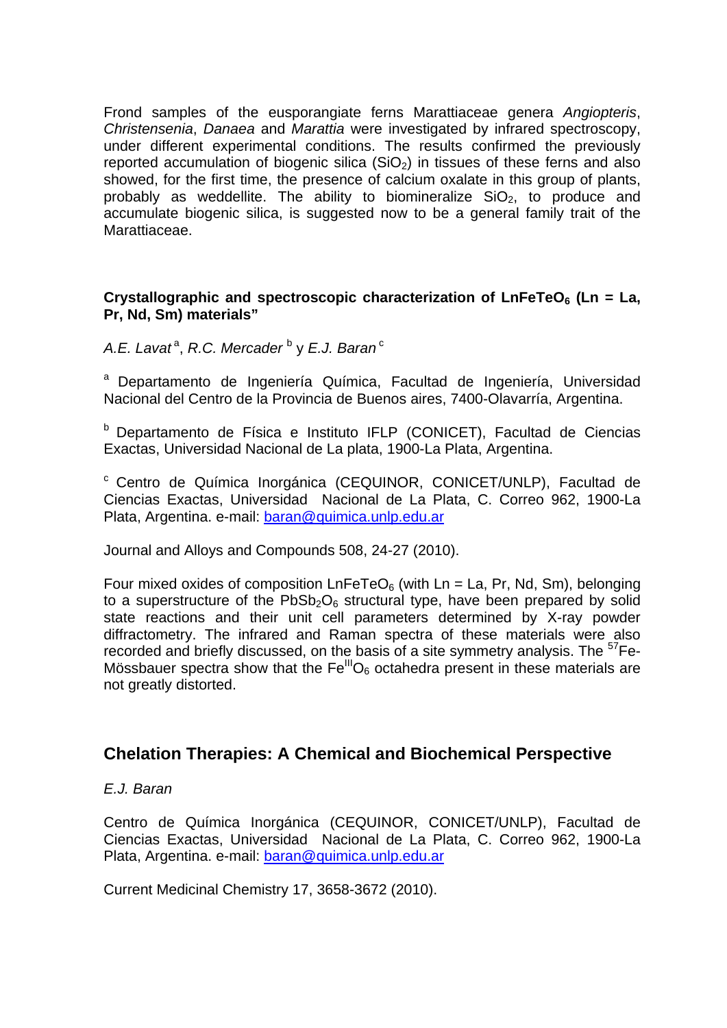Frond samples of the eusporangiate ferns Marattiaceae genera *Angiopteris*, *Christensenia*, *Danaea* and *Marattia* were investigated by infrared spectroscopy, under different experimental conditions. The results confirmed the previously reported accumulation of biogenic silica ($SiO_2$) in tissues of these ferns and also showed, for the first time, the presence of calcium oxalate in this group of plants, probably as weddellite. The ability to biomineralize $SiO_2$, to produce and accumulate biogenic silica, is suggested now to be a general family trait of the Marattiaceae.

**Crystallographic and spectroscopic characterization of $LnFeTeO_6$ (Ln = La, Pr, Nd, Sm) materials"**

*A.E. Lavat* [a], *R.C. Mercader* [b] y *E.J. Baran* [c]

[a] Departamento de Ingeniería Química, Facultad de Ingeniería, Universidad Nacional del Centro de la Provincia de Buenos aires, 7400-Olavarría, Argentina.

[b] Departamento de Física e Instituto IFLP (CONICET), Facultad de Ciencias Exactas, Universidad Nacional de La plata, 1900-La Plata, Argentina.

[c] Centro de Química Inorgánica (CEQUINOR, CONICET/UNLP), Facultad de Ciencias Exactas, Universidad Nacional de La Plata, C. Correo 962, 1900-La Plata, Argentina. e-mail: baran@quimica.unlp.edu.ar

Journal and Alloys and Compounds 508, 24-27 (2010).

Four mixed oxides of composition $LnFeTeO_6$ (with Ln = La, Pr, Nd, Sm), belonging to a superstructure of the $PbSb_2O_6$ structural type, have been prepared by solid state reactions and their unit cell parameters determined by X-ray powder diffractometry. The infrared and Raman spectra of these materials were also recorded and briefly discussed, on the basis of a site symmetry analysis. The $^{57}$Fe-Mössbauer spectra show that the $Fe^{III}O_6$ octahedra present in these materials are not greatly distorted.

## Chelation Therapies: A Chemical and Biochemical Perspective

*E.J. Baran*

Centro de Química Inorgánica (CEQUINOR, CONICET/UNLP), Facultad de Ciencias Exactas, Universidad Nacional de La Plata, C. Correo 962, 1900-La Plata, Argentina. e-mail: baran@quimica.unlp.edu.ar

Current Medicinal Chemistry 17, 3658-3672 (2010).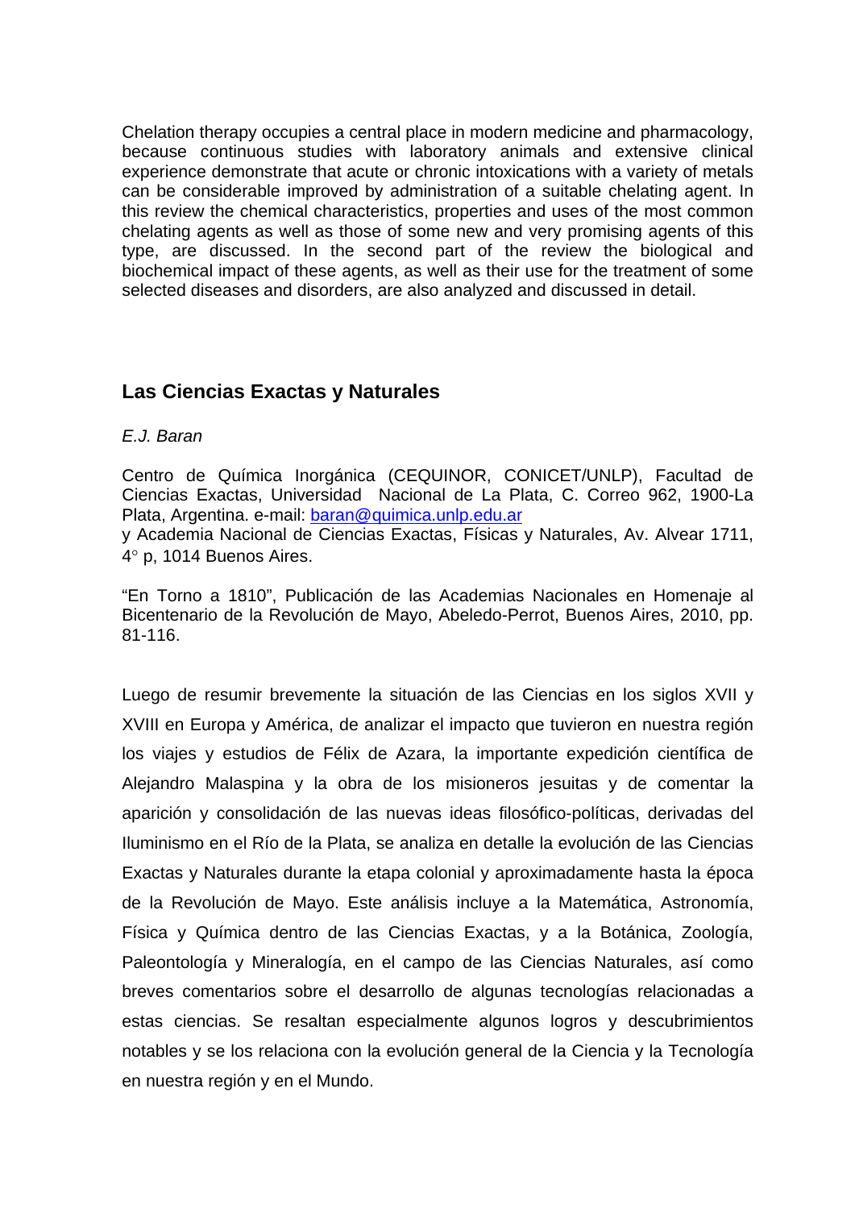Chelation therapy occupies a central place in modern medicine and pharmacology, because continuous studies with laboratory animals and extensive clinical experience demonstrate that acute or chronic intoxications with a variety of metals can be considerable improved by administration of a suitable chelating agent. In this review the chemical characteristics, properties and uses of the most common chelating agents as well as those of some new and very promising agents of this type, are discussed. In the second part of the review the biological and biochemical impact of these agents, as well as their use for the treatment of some selected diseases and disorders, are also analyzed and discussed in detail.

## Las Ciencias Exactas y Naturales

*E.J. Baran*

Centro de Química Inorgánica (CEQUINOR, CONICET/UNLP), Facultad de Ciencias Exactas, Universidad Nacional de La Plata, C. Correo 962, 1900-La Plata, Argentina. e-mail: baran@quimica.unlp.edu.ar
y Academia Nacional de Ciencias Exactas, Físicas y Naturales, Av. Alvear 1711, 4° p, 1014 Buenos Aires.

"En Torno a 1810", Publicación de las Academias Nacionales en Homenaje al Bicentenario de la Revolución de Mayo, Abeledo-Perrot, Buenos Aires, 2010, pp. 81-116.

Luego de resumir brevemente la situación de las Ciencias en los siglos XVII y XVIII en Europa y América, de analizar el impacto que tuvieron en nuestra región los viajes y estudios de Félix de Azara, la importante expedición científica de Alejandro Malaspina y la obra de los misioneros jesuitas y de comentar la aparición y consolidación de las nuevas ideas filosófico-políticas, derivadas del Iluminismo en el Río de la Plata, se analiza en detalle la evolución de las Ciencias Exactas y Naturales durante la etapa colonial y aproximadamente hasta la época de la Revolución de Mayo. Este análisis incluye a la Matemática, Astronomía, Física y Química dentro de las Ciencias Exactas, y a la Botánica, Zoología, Paleontología y Mineralogía, en el campo de las Ciencias Naturales, así como breves comentarios sobre el desarrollo de algunas tecnologías relacionadas a estas ciencias. Se resaltan especialmente algunos logros y descubrimientos notables y se los relaciona con la evolución general de la Ciencia y la Tecnología en nuestra región y en el Mundo.